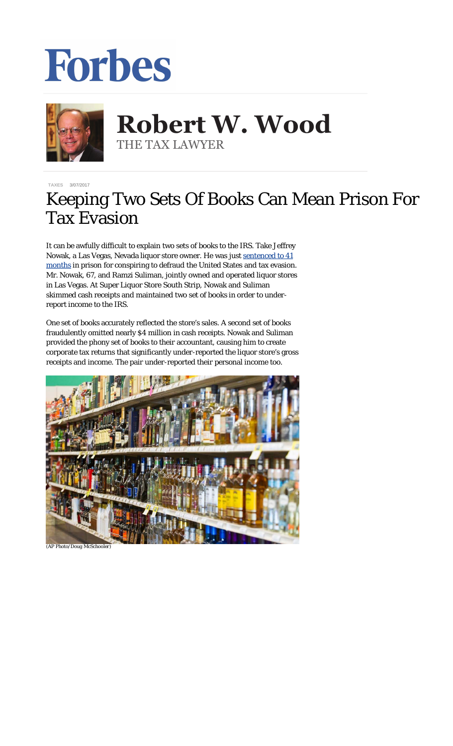Forbes

# Robert W. Wood

THE TAX LAWYER

TAXES 3/07/2017

# Keeping Two Sets Of Books Can Mean Prison For Tax Evasion

It can be awfully difficult to explain two sets of books to the IRS. Take Jeffrey Nowak, a Las Vegas, Nevada liquor store owner. He was just [sentenced to 41 months](#) in prison for conspiring to defraud the United States and tax evasion. Mr. Nowak, 67, and Ramzi Suliman, jointly owned and operated liquor stores in Las Vegas. At Super Liquor Store South Strip, Nowak and Suliman skimmed cash receipts and maintained two set of books in order to under-report income to the IRS.

One set of books accurately reflected the store's sales. A second set of books fraudulently omitted nearly $4 million in cash receipts. Nowak and Suliman provided the phony set of books to their accountant, causing him to create corporate tax returns that significantly under-reported the liquor store's gross receipts and income. The pair under-reported their personal income too.

(AP Photo/Doug McSchooler)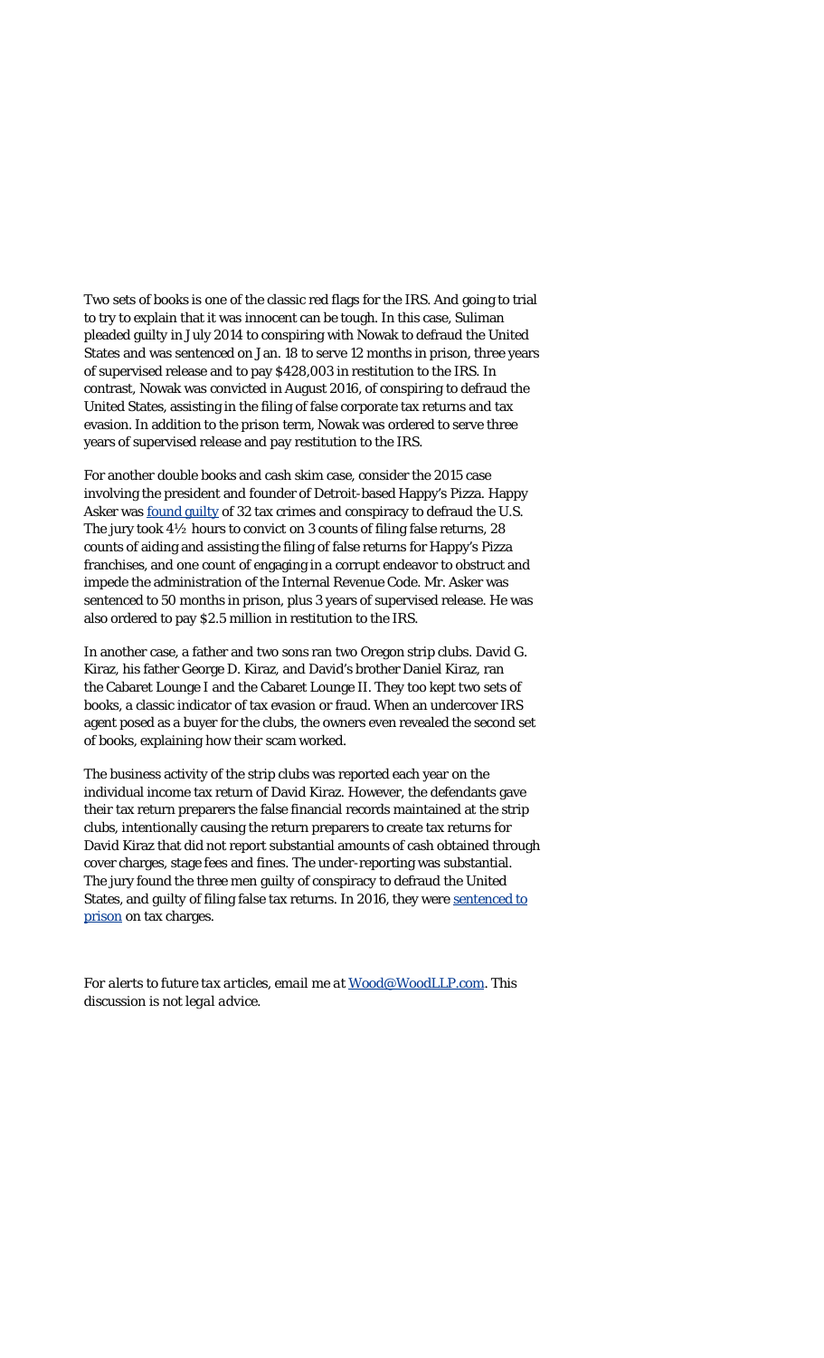Two sets of books is one of the classic red flags for the IRS. And going to trial to try to explain that it was innocent can be tough. In this case, Suliman pleaded guilty in July 2014 to conspiring with Nowak to defraud the United States and was sentenced on Jan. 18 to serve 12 months in prison, three years of supervised release and to pay $428,003 in restitution to the IRS. In contrast, Nowak was convicted in August 2016, of conspiring to defraud the United States, assisting in the filing of false corporate tax returns and tax evasion. In addition to the prison term, Nowak was ordered to serve three years of supervised release and pay restitution to the IRS.

For another double books and cash skim case, consider the 2015 case involving the president and founder of Detroit-based Happy's Pizza. Happy Asker was [found guilty](#) of 32 tax crimes and conspiracy to defraud the U.S. The jury took 4½ hours to convict on 3 counts of filing false returns, 28 counts of aiding and assisting the filing of false returns for Happy's Pizza franchises, and one count of engaging in a corrupt endeavor to obstruct and impede the administration of the Internal Revenue Code. Mr. Asker was sentenced to 50 months in prison, plus 3 years of supervised release. He was also ordered to pay $2.5 million in restitution to the IRS.

In another case, a father and two sons ran two Oregon strip clubs. David G. Kiraz, his father George D. Kiraz, and David's brother Daniel Kiraz, ran the Cabaret Lounge I and the Cabaret Lounge II. They too kept two sets of books, a classic indicator of tax evasion or fraud. When an undercover IRS agent posed as a buyer for the clubs, the owners even revealed the second set of books, explaining how their scam worked.

The business activity of the strip clubs was reported each year on the individual income tax return of David Kiraz. However, the defendants gave their tax return preparers the false financial records maintained at the strip clubs, intentionally causing the return preparers to create tax returns for David Kiraz that did not report substantial amounts of cash obtained through cover charges, stage fees and fines. The under-reporting was substantial. The jury found the three men guilty of conspiracy to defraud the United States, and guilty of filing false tax returns. In 2016, they were [sentenced to prison](#) on tax charges.

*For alerts to future tax articles, email me at* [Wood@WoodLLP.com](mailto:Wood@WoodLLP.com). *This discussion is not legal advice.*